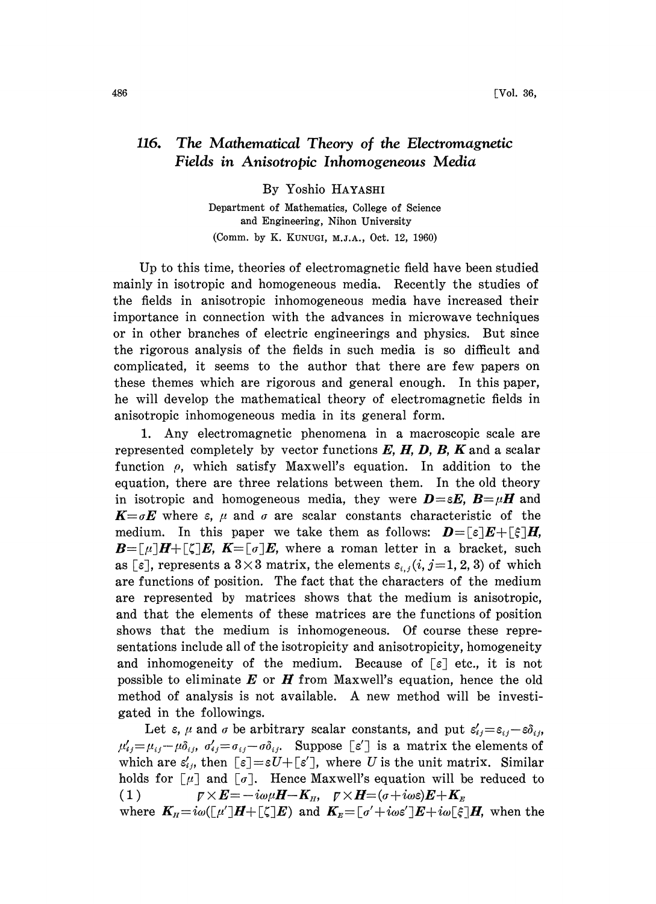# 116. The Mathematical Theory of the Electromagnetic Fields in Anisotropic Inhomogeneous Media

By Yoshio HAYASHI

Department of Mathematics, College of Science and Engineering, Nihon University

(Comm. by K. KUNUGI, M.J.A., Oct. 12, 1960)

Up to this time, theories of electromagnetic field have been studied mainly in isotropic and homogeneous media. Recently the studies of the fields in anisotropic inhomogeneous media have increased their importance in connection with the advances in microwave techniques or in other branches of electric engineerings and physics. But since the rigorous analysis of the fields in such media is so difficult and complicated, it seems to the author that there are few papers on these themes which are rigorous and general enough. In this paper, he will develop the mathematical theory of electromagnetic fields in anisotropic inhomogeneous media in its general form.

1. Any electromagnetic phenomena in a macroscopic scale are represented completely by vector functions $\boldsymbol{E}$, $\boldsymbol{H}$, $\boldsymbol{D}$, $\boldsymbol{B}$, $\boldsymbol{K}$ and a scalar function $\rho$, which satisfy Maxwell's equation. In addition to the equation, there are three relations between them. In the old theory in isotropic and homogeneous media, they were $\boldsymbol{D}=\varepsilon\boldsymbol{E}$, $\boldsymbol{B}=\mu\boldsymbol{H}$ and $\boldsymbol{K}=\sigma\boldsymbol{E}$ where $\varepsilon$, $\mu$ and $\sigma$ are scalar constants characteristic of the medium. In this paper we take them as follows: $\boldsymbol{D}=[\varepsilon]\boldsymbol{E}+[\xi]\boldsymbol{H}$, $\boldsymbol{B}=[\mu]\boldsymbol{H}+[\zeta]\boldsymbol{E}$, $\boldsymbol{K}=[\sigma]\boldsymbol{E}$, where a roman letter in a bracket, such as $[\varepsilon]$, represents a $3\times 3$ matrix, the elements $\varepsilon_{i,j}$ $(i, j=1, 2, 3)$ of which are functions of position. The fact that the characters of the medium are represented by matrices shows that the medium is anisotropic, and that the elements of these matrices are the functions of position shows that the medium is inhomogeneous. Of course these representations include all of the isotropicity and anisotropicity, homogeneity and inhomogeneity of the medium. Because of $[\varepsilon]$ etc., it is not possible to eliminate $\boldsymbol{E}$ or $\boldsymbol{H}$ from Maxwell's equation, hence the old method of analysis is not available. A new method will be investigated in the followings.

Let $\varepsilon$, $\mu$ and $\sigma$ be arbitrary scalar constants, and put $\varepsilon'_{ij}=\varepsilon_{ij}-\varepsilon\delta_{ij}$, $\mu'_{ij}=\mu_{ij}-\mu\delta_{ij}$, $\sigma'_{ij}=\sigma_{ij}-\sigma\delta_{ij}$. Suppose $[\varepsilon']$ is a matrix the elements of which are $\varepsilon'_{ij}$, then $[\varepsilon]=\varepsilon U+[\varepsilon']$, where $U$ is the unit matrix. Similar holds for $[\mu]$ and $[\sigma]$. Hence Maxwell's equation will be reduced to

$$\nabla\times\boldsymbol{E}=-i\omega\mu\boldsymbol{H}-\boldsymbol{K}_H,\quad \nabla\times\boldsymbol{H}=(\sigma+i\omega\varepsilon)\boldsymbol{E}+\boldsymbol{K}_E \tag{1}$$

where $\boldsymbol{K}_H=i\omega([\mu']\boldsymbol{H}+[\zeta]\boldsymbol{E})$ and $\boldsymbol{K}_E=[\sigma'+i\omega\varepsilon']\boldsymbol{E}+i\omega[\xi]\boldsymbol{H}$, when the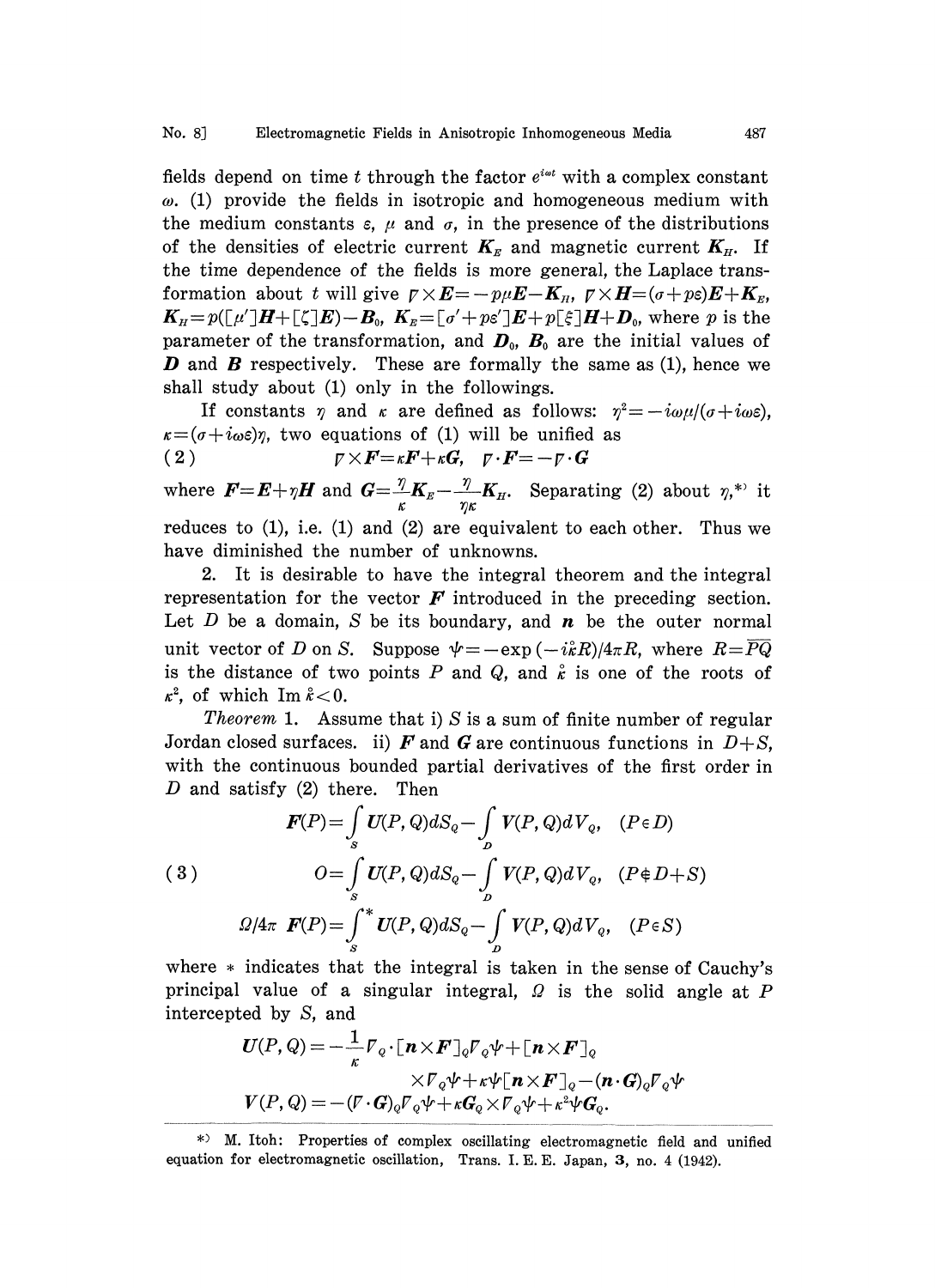fields depend on time $t$ through the factor $e^{i\omega t}$ with a complex constant $\omega$. (1) provide the fields in isotropic and homogeneous medium with the medium constants $\varepsilon$, $\mu$ and $\sigma$, in the presence of the distributions of the densities of electric current $\boldsymbol{K}_E$ and magnetic current $\boldsymbol{K}_H$. If the time dependence of the fields is more general, the Laplace transformation about $t$ will give $\nabla\times\boldsymbol{E}=-p\mu\boldsymbol{E}-\boldsymbol{K}_H$, $\nabla\times\boldsymbol{H}=(\sigma+p\varepsilon)\boldsymbol{E}+\boldsymbol{K}_E$, $\boldsymbol{K}_H=p([\mu']\boldsymbol{H}+[\zeta]\boldsymbol{E})-\boldsymbol{B}_0$, $\boldsymbol{K}_E=[\sigma'+p\varepsilon']\boldsymbol{E}+p[\xi]\boldsymbol{H}+\boldsymbol{D}_0$, where $p$ is the parameter of the transformation, and $\boldsymbol{D}_0$, $\boldsymbol{B}_0$ are the initial values of $\boldsymbol{D}$ and $\boldsymbol{B}$ respectively. These are formally the same as (1), hence we shall study about (1) only in the followings.

If constants $\eta$ and $\kappa$ are defined as follows: $\eta^2=-i\omega\mu/(\sigma+i\omega\varepsilon)$, $\kappa=(\sigma+i\omega\varepsilon)\eta$, two equations of (1) will be unified as

$$\nabla\times\boldsymbol{F}=\kappa\boldsymbol{F}+\kappa\boldsymbol{G},\quad \nabla\cdot\boldsymbol{F}=-\nabla\cdot\boldsymbol{G} \tag{2}$$

where $\boldsymbol{F}=\boldsymbol{E}+\eta\boldsymbol{H}$ and $\boldsymbol{G}=\frac{\eta}{\kappa}\boldsymbol{K}_E-\frac{\eta}{\eta\kappa}\boldsymbol{K}_H$. Separating (2) about $\eta$,\*) it reduces to (1), i.e. (1) and (2) are equivalent to each other. Thus we have diminished the number of unknowns.

2. It is desirable to have the integral theorem and the integral representation for the vector $\boldsymbol{F}$ introduced in the preceding section. Let $D$ be a domain, $S$ be its boundary, and $\boldsymbol{n}$ be the outer normal unit vector of $D$ on $S$. Suppose $\psi=-\exp(-i\mathring{\kappa}R)/4\pi R$, where $R=\overline{PQ}$ is the distance of two points $P$ and $Q$, and $\mathring{\kappa}$ is one of the roots of $\kappa^2$, of which $\operatorname{Im}\mathring{\kappa}<0$.

*Theorem* 1. Assume that i) $S$ is a sum of finite number of regular Jordan closed surfaces. ii) $\boldsymbol{F}$ and $\boldsymbol{G}$ are continuous functions in $D+S$, with the continuous bounded partial derivatives of the first order in $D$ and satisfy (2) there. Then

$$\begin{aligned}
\boldsymbol{F}(P)&=\int_S \boldsymbol{U}(P,Q)dS_Q-\int_D \boldsymbol{V}(P,Q)dV_Q,\quad (P\in D)\\
O&=\int_S \boldsymbol{U}(P,Q)dS_Q-\int_D \boldsymbol{V}(P,Q)dV_Q,\quad (P\notin D+S)\\
\Omega/4\pi\ \boldsymbol{F}(P)&=\int_S^{*} \boldsymbol{U}(P,Q)dS_Q-\int_D \boldsymbol{V}(P,Q)dV_Q,\quad (P\in S)
\end{aligned} \tag{3}$$

where $*$ indicates that the integral is taken in the sense of Cauchy's principal value of a singular integral, $\Omega$ is the solid angle at $P$ intercepted by $S$, and

$$\begin{aligned}
\boldsymbol{U}(P,Q)&=-\frac{1}{\kappa}\nabla_Q\cdot[\boldsymbol{n}\times\boldsymbol{F}]_Q\nabla_Q\psi+[\boldsymbol{n}\times\boldsymbol{F}]_Q\\
&\qquad\times\nabla_Q\psi+\kappa\psi[\boldsymbol{n}\times\boldsymbol{F}]_Q-(\boldsymbol{n}\cdot\boldsymbol{G})_Q\nabla_Q\psi\\
\boldsymbol{V}(P,Q)&=-(\nabla\cdot\boldsymbol{G})_Q\nabla_Q\psi+\kappa\boldsymbol{G}_Q\times\nabla_Q\psi+\kappa^2\psi\boldsymbol{G}_Q.
\end{aligned}$$

---

\*) M. Itoh: Properties of complex oscillating electromagnetic field and unified equation for electromagnetic oscillation, Trans. I. E. E. Japan, 3, no. 4 (1942).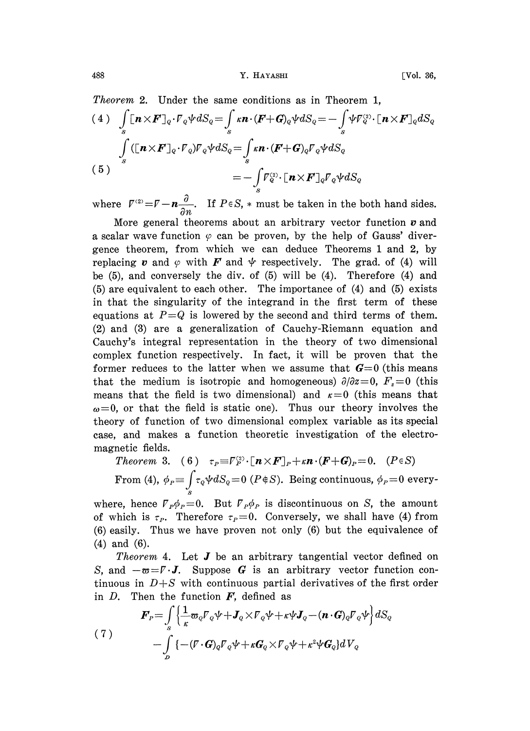*Theorem* 2. Under the same conditions as in Theorem 1,

$$(4)\quad \int_S [\boldsymbol{n}\times\boldsymbol{F}]_Q\cdot\nabla_Q\psi dS_Q=\int_S \kappa\boldsymbol{n}\cdot(\boldsymbol{F}+\boldsymbol{G})_Q\psi dS_Q=-\int_S \psi\nabla_Q^{(2)}\cdot[\boldsymbol{n}\times\boldsymbol{F}]_Q dS_Q$$

$$(5)\quad \begin{aligned}\int_S ([\boldsymbol{n}\times\boldsymbol{F}]_Q\cdot\nabla_Q)\nabla_Q\psi dS_Q &=\int_S \kappa\boldsymbol{n}\cdot(\boldsymbol{F}+\boldsymbol{G})_Q\nabla_Q\psi dS_Q\\ &=-\int_S \nabla_Q^{(2)}\cdot[\boldsymbol{n}\times\boldsymbol{F}]_Q\nabla_Q\psi dS_Q\end{aligned}$$

where $\nabla^{(2)}=\nabla-\boldsymbol{n}\dfrac{\partial}{\partial n}$. If $P\in S$, $*$ must be taken in the both hand sides.

More general theorems about an arbitrary vector function $\boldsymbol{v}$ and a scalar wave function $\varphi$ can be proven, by the help of Gauss' divergence theorem, from which we can deduce Theorems 1 and 2, by replacing $\boldsymbol{v}$ and $\varphi$ with $\boldsymbol{F}$ and $\psi$ respectively. The grad. of (4) will be (5), and conversely the div. of (5) will be (4). Therefore (4) and (5) are equivalent to each other. The importance of (4) and (5) exists in that the singularity of the integrand in the first term of these equations at $P=Q$ is lowered by the second and third terms of them. (2) and (3) are a generalization of Cauchy-Riemann equation and Cauchy's integral representation in the theory of two dimensional complex function respectively. In fact, it will be proven that the former reduces to the latter when we assume that $\boldsymbol{G}=0$ (this means that the medium is isotropic and homogeneous) $\partial/\partial z=0$, $F_z=0$ (this means that the field is two dimensional) and $\kappa=0$ (this means that $\omega=0$, or that the field is static one). Thus our theory involves the theory of function of two dimensional complex variable as its special case, and makes a function theoretic investigation of the electromagnetic fields.

*Theorem* 3. (6) $\tau_P\equiv\nabla_P^{(2)}\cdot[\boldsymbol{n}\times\boldsymbol{F}]_P+\kappa\boldsymbol{n}\cdot(\boldsymbol{F}+\boldsymbol{G})_P=0.\quad(P\in S)$

From (4), $\phi_P\equiv\int_S \tau_Q\psi dS_Q=0$ $(P\notin S)$. Being continuous, $\phi_P=0$ everywhere, hence $\nabla_P\phi_P=0$. But $\nabla_P\phi_P$ is discontinuous on $S$, the amount of which is $\tau_P$. Therefore $\tau_P=0$. Conversely, we shall have (4) from (6) easily. Thus we have proven not only (6) but the equivalence of (4) and (6).

*Theorem* 4. Let $\boldsymbol{J}$ be an arbitrary tangential vector defined on $S$, and $-\varpi=\nabla\cdot\boldsymbol{J}$. Suppose $\boldsymbol{G}$ is an arbitrary vector function continuous in $D+S$ with continuous partial derivatives of the first order in $D$. Then the function $\boldsymbol{F}$, defined as

$$(7)\quad \begin{aligned}\boldsymbol{F}_P=&\int_S\left\{\frac{1}{\kappa}\varpi_Q\nabla_Q\psi+\boldsymbol{J}_Q\times\nabla_Q\psi+\kappa\psi\boldsymbol{J}_Q-(\boldsymbol{n}\cdot\boldsymbol{G})_Q\nabla_Q\psi\right\}dS_Q\\ &-\int_D\{-(\nabla\cdot\boldsymbol{G})_Q\nabla_Q\psi+\kappa\boldsymbol{G}_Q\times\nabla_Q\psi+\kappa^2\psi\boldsymbol{G}_Q\}dV_Q\end{aligned}$$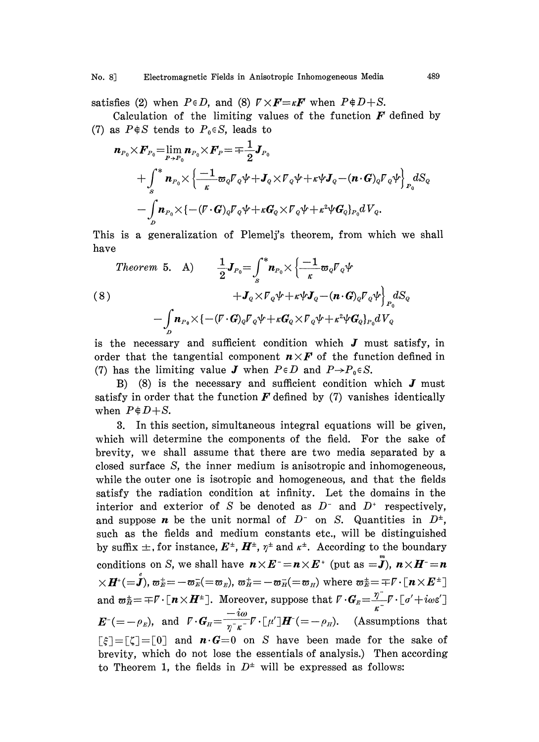satisfies (2) when $P \in D$, and (8) $\nabla \times \boldsymbol{F} = \kappa \boldsymbol{F}$ when $P \notin D+S$.

Calculation of the limiting values of the function $\boldsymbol{F}$ defined by (7) as $P \notin S$ tends to $P_0 \in S$, leads to

$$
\begin{aligned}
\boldsymbol{n}_{P_0} \times \boldsymbol{F}_{P_0} = \lim_{P \to P_0} \boldsymbol{n}_{P_0} \times \boldsymbol{F}_P = \mp \frac{1}{2} \boldsymbol{J}_{P_0} \\
+ \int_S^* \boldsymbol{n}_{P_0} \times \left\{ \frac{-1}{\kappa} \varpi_Q \nabla_Q \psi + \boldsymbol{J}_Q \times \nabla_Q \psi + \kappa \psi \boldsymbol{J}_Q - (\boldsymbol{n} \cdot \boldsymbol{G})_Q \nabla_Q \psi \right\}_{P_0} dS_Q \\
- \int_D \boldsymbol{n}_{P_0} \times \{ -(\nabla \cdot \boldsymbol{G})_Q \nabla_Q \psi + \kappa \boldsymbol{G}_Q \times \nabla_Q \psi + \kappa^2 \psi \boldsymbol{G}_Q \}_{P_0} dV_Q.
\end{aligned}
$$

This is a generalization of Plemelj's theorem, from which we shall have

*Theorem* 5. A)

$$
\begin{aligned}
\frac{1}{2} \boldsymbol{J}_{P_0} = \int_S^* \boldsymbol{n}_{P_0} \times \left\{ \frac{-1}{\kappa} \varpi_Q \nabla_Q \psi \right. \\
\left. + \boldsymbol{J}_Q \times \nabla_Q \psi + \kappa \psi \boldsymbol{J}_Q - (\boldsymbol{n} \cdot \boldsymbol{G})_Q \nabla_Q \psi \right\}_{P_0} dS_Q \\
- \int_D \boldsymbol{n}_{P_0} \times \{ -(\nabla \cdot \boldsymbol{G})_Q \nabla_Q \psi + \kappa \boldsymbol{G}_Q \times \nabla_Q \psi + \kappa^2 \psi \boldsymbol{G}_Q \}_{P_0} dV_Q
\end{aligned}
\tag{8}
$$

is the necessary and sufficient condition which $\boldsymbol{J}$ must satisfy, in order that the tangential component $\boldsymbol{n} \times \boldsymbol{F}$ of the function defined in (7) has the limiting value $\boldsymbol{J}$ when $P \in D$ and $P \to P_0 \in S$.

B) (8) is the necessary and sufficient condition which $\boldsymbol{J}$ must satisfy in order that the function $\boldsymbol{F}$ defined by (7) vanishes identically when $P \notin D+S$.

3. In this section, simultaneous integral equations will be given, which will determine the components of the field. For the sake of brevity, we shall assume that there are two media separated by a closed surface $S$, the inner medium is anisotropic and inhomogeneous, while the outer one is isotropic and homogeneous, and that the fields satisfy the radiation condition at infinity. Let the domains in the interior and exterior of $S$ be denoted as $D^-$ and $D^+$ respectively, and suppose $\boldsymbol{n}$ be the unit normal of $D^-$ on $S$. Quantities in $D^\pm$, such as the fields and medium constants etc., will be distinguished by suffix $\pm$, for instance, $\boldsymbol{E}^\pm$, $\boldsymbol{H}^\pm$, $\eta^\pm$ and $\kappa^\pm$. According to the boundary conditions on $S$, we shall have $\boldsymbol{n} \times \boldsymbol{E}^- = \boldsymbol{n} \times \boldsymbol{E}^+$ (put as $= \overset{m}{\boldsymbol{J}}$), $\boldsymbol{n} \times \boldsymbol{H}^- = \boldsymbol{n} \times \boldsymbol{H}^+ (= \overset{e}{\boldsymbol{J}})$, $\varpi_E^+ = -\varpi_E^- (= \varpi_E)$, $\varpi_H^+ = -\varpi_H^- (= \varpi_H)$ where $\varpi_E^\pm = \mp \nabla \cdot [\boldsymbol{n} \times \boldsymbol{E}^\pm]$ and $\varpi_H^\pm = \mp \nabla \cdot [\boldsymbol{n} \times \boldsymbol{H}^\pm]$. Moreover, suppose that $\nabla \cdot \boldsymbol{G}_E = \frac{\eta^-}{\kappa^-} \nabla \cdot [\sigma' + i\omega\varepsilon'] \boldsymbol{E}^- (= -\rho_E)$, and $\nabla \cdot \boldsymbol{G}_H = \frac{-i\omega}{\eta^- \kappa^-} \nabla \cdot [\mu'] \boldsymbol{H}^- (= -\rho_H)$. (Assumptions that $[\xi] = [\zeta] = [0]$ and $\boldsymbol{n} \cdot \boldsymbol{G} = 0$ on $S$ have been made for the sake of brevity, which do not lose the essentials of analysis.) Then according to Theorem 1, the fields in $D^\pm$ will be expressed as follows: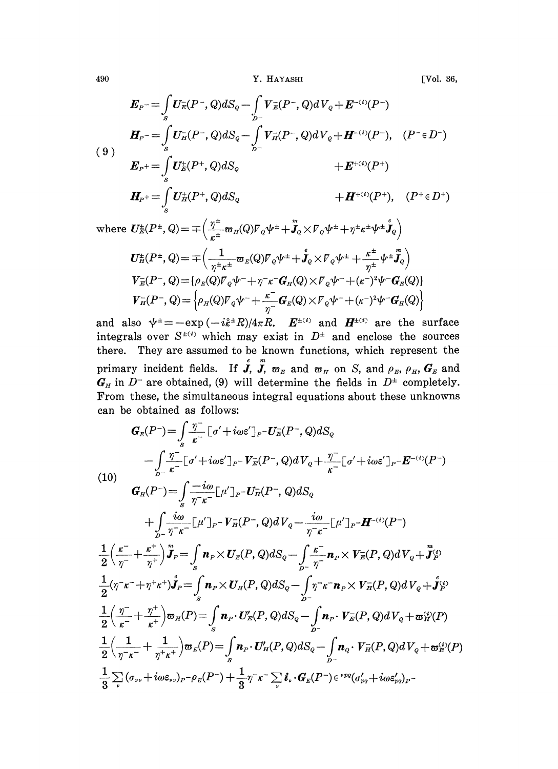$$
(9)\quad
\begin{aligned}
\boldsymbol{E}_{P^-} &= \int_S \boldsymbol{U}_E^-(P^-, Q)dS_Q - \int_{D^-} \boldsymbol{V}_E^-(P^-, Q)dV_Q + \boldsymbol{E}^{-(i)}(P^-) \\
\boldsymbol{H}_{P^-} &= \int_S \boldsymbol{U}_H^-(P^-, Q)dS_Q - \int_{D^-} \boldsymbol{V}_H^-(P^-, Q)dV_Q + \boldsymbol{H}^{-(i)}(P^-), \quad (P^- \in D^-) \\
\boldsymbol{E}_{P^+} &= \int_S \boldsymbol{U}_E^+(P^+, Q)dS_Q \qquad\qquad\qquad\qquad + \boldsymbol{E}^{+(i)}(P^+) \\
\boldsymbol{H}_{P^+} &= \int_S \boldsymbol{U}_H^+(P^+, Q)dS_Q \qquad\qquad\qquad\qquad + \boldsymbol{H}^{+(i)}(P^+), \quad (P^+ \in D^+)
\end{aligned}
$$

where $\boldsymbol{U}_E^\pm(P^\pm, Q) = \mp\left(\frac{\eta^\pm}{\kappa^\pm}\varpi_H(Q)\nabla_Q\psi^\pm + \overset{m}{\boldsymbol{J}}_Q \times \nabla_Q\psi^\pm + \eta^\pm\kappa^\pm\psi^\pm\overset{e}{\boldsymbol{J}}_Q\right)$

$$
\begin{aligned}
\boldsymbol{U}_H^\pm(P^\pm, Q) &= \mp\left(\frac{1}{\eta^\pm\kappa^\pm}\varpi_E(Q)\nabla_Q\psi^\pm + \overset{e}{\boldsymbol{J}}_Q \times \nabla_Q\psi^\pm + \frac{\kappa^\pm}{\eta^\pm}\psi^\pm\overset{m}{\boldsymbol{J}}_Q\right) \\
\boldsymbol{V}_E^-(P^-, Q) &= \{\rho_E(Q)\nabla_Q\psi^- + \eta^-\kappa^-\boldsymbol{G}_H(Q) \times \nabla_Q\psi^- + (\kappa^-)^2\psi^-\boldsymbol{G}_E(Q)\} \\
\boldsymbol{V}_H^-(P^-, Q) &= \left\{\rho_H(Q)\nabla_Q\psi^- + \frac{\kappa^-}{\eta^-}\boldsymbol{G}_E(Q) \times \nabla_Q\psi^- + (\kappa^-)^2\psi^-\boldsymbol{G}_H(Q)\right\}
\end{aligned}
$$

and also $\psi^\pm = -\exp(-i\hat{k}^\pm R)/4\pi R$. $\boldsymbol{E}^{\pm(i)}$ and $\boldsymbol{H}^{\pm(i)}$ are the surface integrals over $S^{\pm(i)}$ which may exist in $D^\pm$ and enclose the sources there. They are assumed to be known functions, which represent the primary incident fields. If $\overset{e}{\boldsymbol{J}}$, $\overset{m}{\boldsymbol{J}}$, $\varpi_E$ and $\varpi_H$ on $S$, and $\rho_E$, $\rho_H$, $\boldsymbol{G}_E$ and $\boldsymbol{G}_H$ in $D^-$ are obtained, (9) will determine the fields in $D^\pm$ completely. From these, the simultaneous integral equations about these unknowns can be obtained as follows:

$$
(10)\quad
\begin{aligned}
\boldsymbol{G}_E(P^-) &= \int_S \frac{\eta^-}{\kappa^-}[\sigma' + i\omega\varepsilon']_{P^-}\boldsymbol{U}_E^-(P^-, Q)dS_Q \\
&\quad - \int_{D^-} \frac{\eta^-}{\kappa^-}[\sigma' + i\omega\varepsilon']_{P^-}\boldsymbol{V}_E^-(P^-, Q)dV_Q + \frac{\eta^-}{\kappa^-}[\sigma' + i\omega\varepsilon']_{P^-}\boldsymbol{E}^{-(i)}(P^-) \\
\boldsymbol{G}_H(P^-) &= \int_S \frac{-i\omega}{\eta^-\kappa^-}[\mu']_{P^-}\boldsymbol{U}_H^-(P^-, Q)dS_Q \\
&\quad + \int_{D^-} \frac{i\omega}{\eta^-\kappa^-}[\mu']_{P^-}\boldsymbol{V}_H^-(P^-, Q)dV_Q - \frac{i\omega}{\eta^-\kappa^-}[\mu']_{P^-}\boldsymbol{H}^{-(i)}(P^-) \\
\frac{1}{2}\left(\frac{\kappa^-}{\eta^-} + \frac{\kappa^+}{\eta^+}\right)\overset{m}{\boldsymbol{J}}_P &= \int_S \boldsymbol{n}_P \times \boldsymbol{U}_E(P, Q)dS_Q - \int_{D^-} \frac{\kappa^-}{\eta^-}\boldsymbol{n}_P \times \boldsymbol{V}_E^-(P, Q)dV_Q + \overset{m}{\boldsymbol{J}}{}_P^{(i)} \\
\frac{1}{2}(\eta^-\kappa^- + \eta^+\kappa^+)\overset{e}{\boldsymbol{J}}_P &= \int_S \boldsymbol{n}_P \times \boldsymbol{U}_H(P, Q)dS_Q - \int_{D^-} \eta^-\kappa^-\boldsymbol{n}_P \times \boldsymbol{V}_H^-(P, Q)dV_Q + \overset{e}{\boldsymbol{J}}{}_P^{(i)} \\
\frac{1}{2}\left(\frac{\eta^-}{\kappa^-} + \frac{\eta^+}{\kappa^+}\right)\varpi_H(P) &= \int_S \boldsymbol{n}_P \cdot \boldsymbol{U}_E'(P, Q)dS_Q - \int_{D^-} \boldsymbol{n}_P \cdot \boldsymbol{V}_E^-(P, Q)dV_Q + \varpi_H^{(i)}(P) \\
\frac{1}{2}\left(\frac{1}{\eta^-\kappa^-} + \frac{1}{\eta^+\kappa^+}\right)\varpi_E(P) &= \int_S \boldsymbol{n}_P \cdot \boldsymbol{U}_H'(P, Q)dS_Q - \int_{D^-} \boldsymbol{n}_Q \cdot \boldsymbol{V}_H^-(P, Q)dV_Q + \varpi_E^{(i)}(P)
\end{aligned}
$$

$$
\frac{1}{3}\sum_\nu (\sigma_{\nu\nu} + i\omega\varepsilon_{\nu\nu})_{P^-}\rho_E(P^-) + \frac{1}{3}\eta^-\kappa^-\sum_\nu \boldsymbol{i}_\nu \cdot \boldsymbol{G}_E(P^-)\epsilon^{\nu pq}(\sigma'_{pq} + i\omega\varepsilon'_{pq})_{P^-}
$$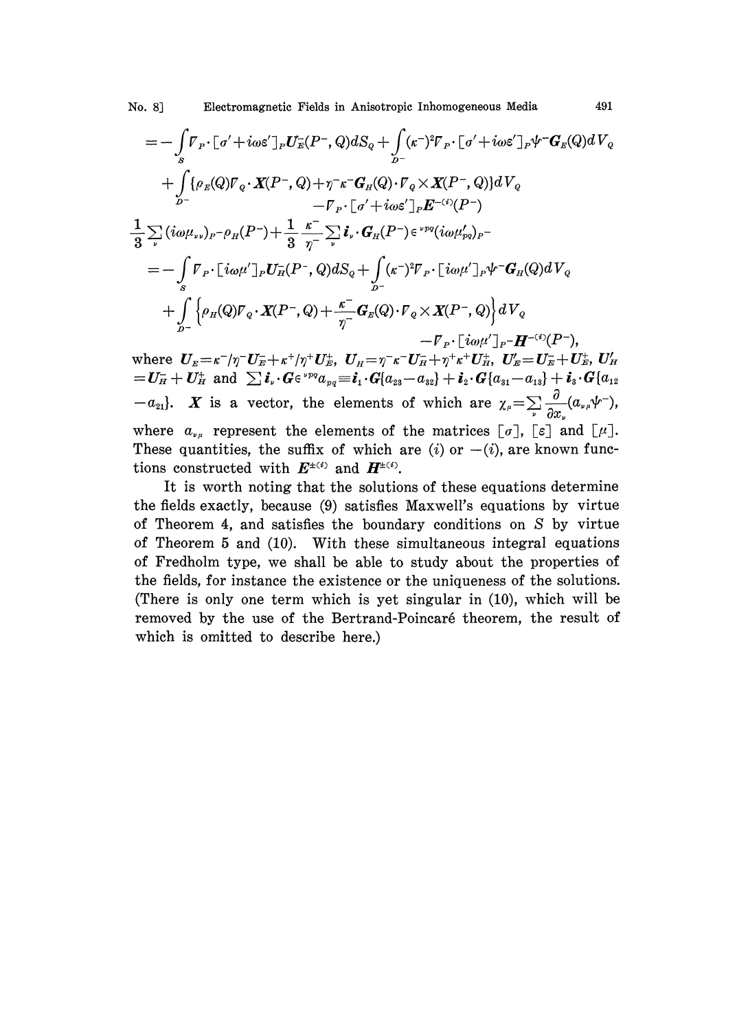$$
\begin{aligned}
&= -\int_S \nabla_P \cdot [\sigma' + i\omega\varepsilon']_P \boldsymbol{U}_E^-(P^-, Q) dS_Q + \int_{D^-} (\kappa^-)^2 \nabla_P \cdot [\sigma' + i\omega\varepsilon']_P \psi^- \boldsymbol{G}_E(Q) dV_Q \\
&\quad + \int_{D^-} \{\rho_E(Q) \nabla_Q \cdot \boldsymbol{X}(P^-, Q) + \eta^- \kappa^- \boldsymbol{G}_H(Q) \cdot \nabla_Q \times \boldsymbol{X}(P^-, Q)\} dV_Q \\
&\qquad\qquad\qquad\qquad - \nabla_P \cdot [\sigma' + i\omega\varepsilon']_P \boldsymbol{E}^{-(i)}(P^-)
\end{aligned}
$$

$$
\begin{aligned}
&\frac{1}{3} \sum_\nu (i\omega\mu_{\nu\nu})_{P^-} \rho_H(P^-) + \frac{1}{3} \frac{\kappa^-}{\eta^-} \sum_\nu \boldsymbol{i}_\nu \cdot \boldsymbol{G}_H(P^-) \epsilon^{\nu pq} (i\omega\mu'_{pq})_{P^-} \\
&= -\int_S \nabla_P \cdot [i\omega\mu']_P \boldsymbol{U}_H^-(P^-, Q) dS_Q + \int_{D^-} (\kappa^-)^2 \nabla_P \cdot [i\omega\mu']_P \psi^- \boldsymbol{G}_H(Q) dV_Q \\
&\quad + \int_{D^-} \left\{ \rho_H(Q) \nabla_Q \cdot \boldsymbol{X}(P^-, Q) + \frac{\kappa^-}{\eta^-} \boldsymbol{G}_E(Q) \cdot \nabla_Q \times \boldsymbol{X}(P^-, Q) \right\} dV_Q \\
&\qquad\qquad\qquad\qquad - \nabla_P \cdot [i\omega\mu']_{P^-} \boldsymbol{H}^{-(i)}(P^-),
\end{aligned}
$$

where $\boldsymbol{U}_E = \kappa^-/\eta^- \boldsymbol{U}_E^- + \kappa^+/\eta^+ \boldsymbol{U}_E^+$, $\boldsymbol{U}_H = \eta^- \kappa^- \boldsymbol{U}_H^- + \eta^+ \kappa^+ \boldsymbol{U}_H^+$, $\boldsymbol{U}'_E = \boldsymbol{U}_E^- + \boldsymbol{U}_E^+$, $\boldsymbol{U}'_H = \boldsymbol{U}_H^- + \boldsymbol{U}_H^+$ and $\sum \boldsymbol{i}_\nu \cdot \boldsymbol{G} \epsilon^{\nu pq} a_{pq} \equiv \boldsymbol{i}_1 \cdot \boldsymbol{G}\{a_{23} - a_{32}\} + \boldsymbol{i}_2 \cdot \boldsymbol{G}\{a_{31} - a_{13}\} + \boldsymbol{i}_3 \cdot \boldsymbol{G}\{a_{12} - a_{21}\}$. $\boldsymbol{X}$ is a vector, the elements of which are $\chi_\mu = \sum_\nu \frac{\partial}{\partial x_\nu}(a_{\nu\mu}\psi^-)$, where $a_{\nu\mu}$ represent the elements of the matrices $[\sigma]$, $[\varepsilon]$ and $[\mu]$. These quantities, the suffix of which are $(i)$ or $-(i)$, are known functions constructed with $\boldsymbol{E}^{\pm(i)}$ and $\boldsymbol{H}^{\pm(i)}$.

It is worth noting that the solutions of these equations determine the fields exactly, because (9) satisfies Maxwell's equations by virtue of Theorem 4, and satisfies the boundary conditions on $S$ by virtue of Theorem 5 and (10). With these simultaneous integral equations of Fredholm type, we shall be able to study about the properties of the fields, for instance the existence or the uniqueness of the solutions. (There is only one term which is yet singular in (10), which will be removed by the use of the Bertrand-Poincaré theorem, the result of which is omitted to describe here.)